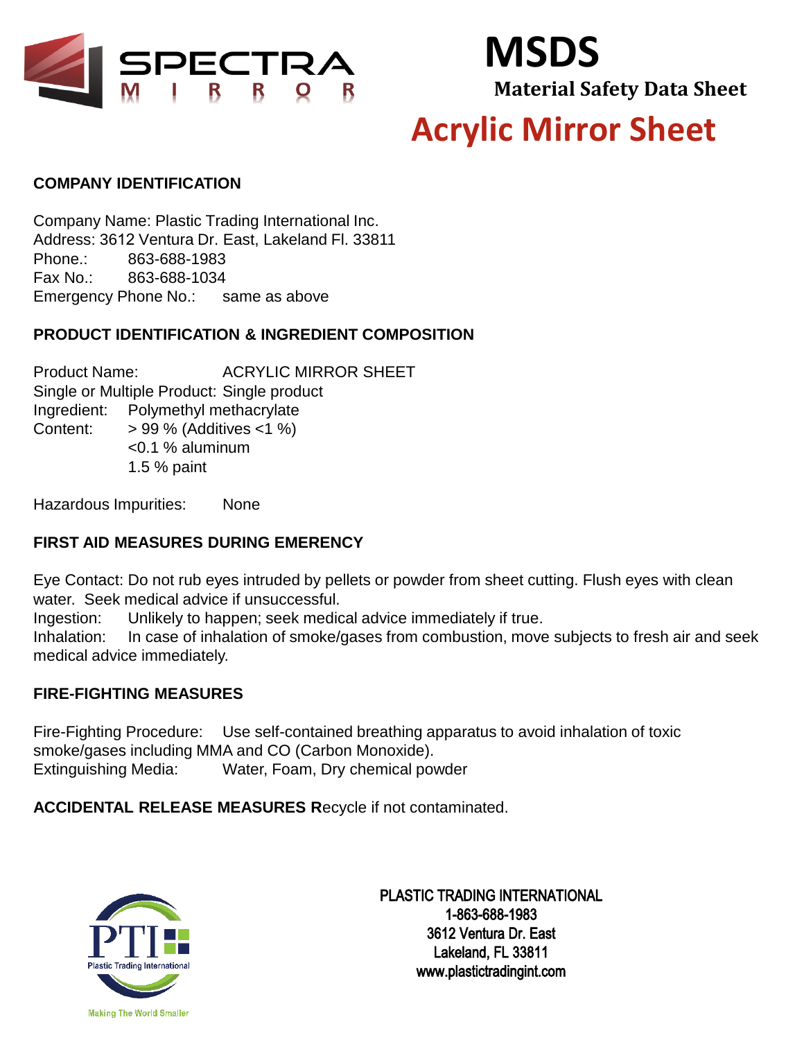SPECTRA MIRROR

# MSDS

**Material Safety Data Sheet**

# Acrylic Mirror Sheet

## COMPANY IDENTIFICATION

Company Name: Plastic Trading International Inc.
Address: 3612 Ventura Dr. East, Lakeland Fl. 33811
Phone.: 863-688-1983
Fax No.: 863-688-1034
Emergency Phone No.: same as above

## PRODUCT IDENTIFICATION & INGREDIENT COMPOSITION

Product Name: ACRYLIC MIRROR SHEET
Single or Multiple Product: Single product
Ingredient: Polymethyl methacrylate
Content: > 99 % (Additives <1 %)
<0.1 % aluminum
1.5 % paint

Hazardous Impurities: None

## FIRST AID MEASURES DURING EMERENCY

Eye Contact: Do not rub eyes intruded by pellets or powder from sheet cutting. Flush eyes with clean water. Seek medical advice if unsuccessful.
Ingestion: Unlikely to happen; seek medical advice immediately if true.
Inhalation: In case of inhalation of smoke/gases from combustion, move subjects to fresh air and seek medical advice immediately.

## FIRE-FIGHTING MEASURES

Fire-Fighting Procedure: Use self-contained breathing apparatus to avoid inhalation of toxic smoke/gases including MMA and CO (Carbon Monoxide).
Extinguishing Media: Water, Foam, Dry chemical powder

**ACCIDENTAL RELEASE MEASURES R**ecycle if not contaminated.

PTI Plastic Trading International
Making The World Smaller

PLASTIC TRADING INTERNATIONAL
1-863-688-1983
3612 Ventura Dr. East
Lakeland, FL 33811
www.plastictradingint.com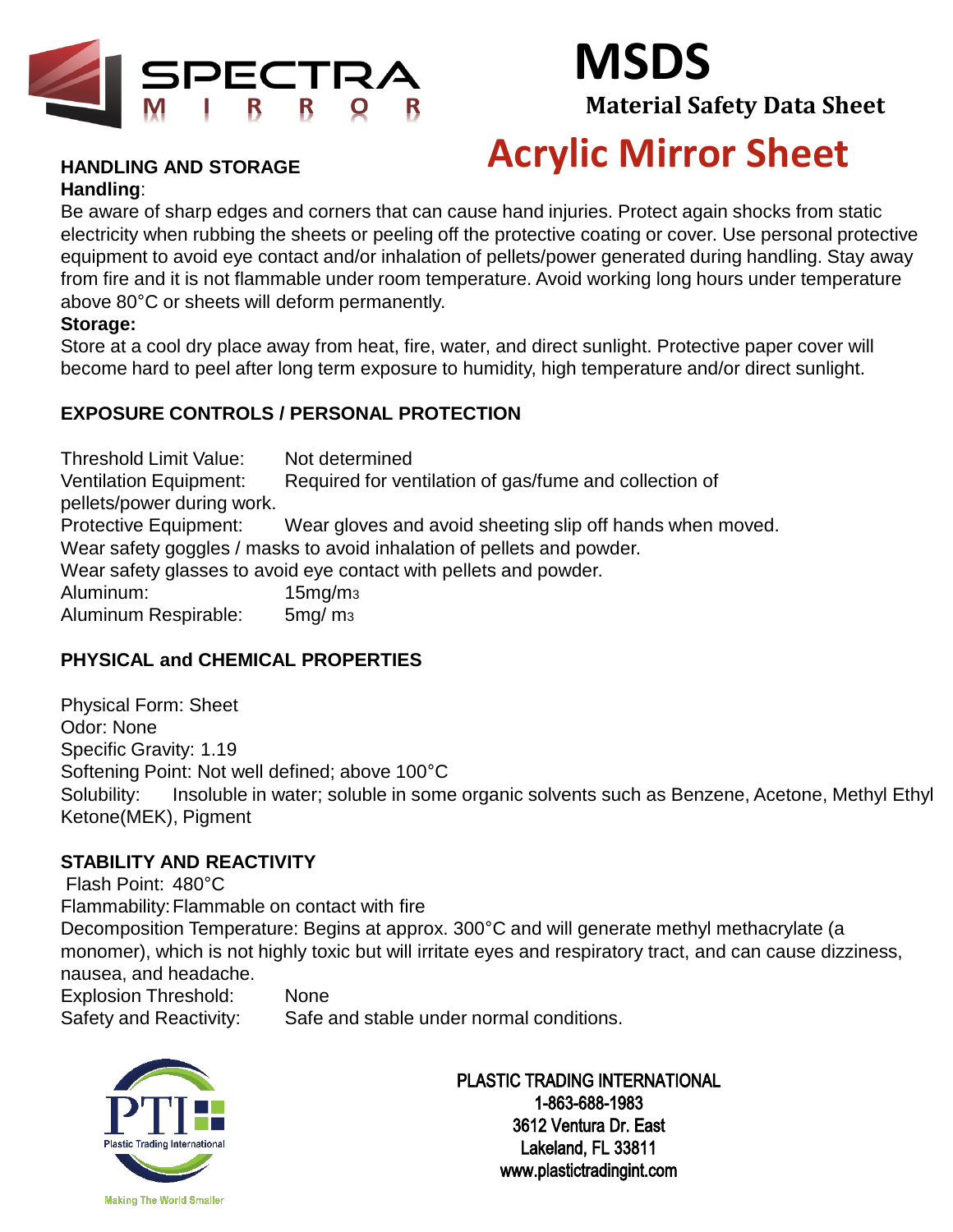# MSDS

**Material Safety Data Sheet**

# Acrylic Mirror Sheet

## HANDLING AND STORAGE

**Handling**:

Be aware of sharp edges and corners that can cause hand injuries. Protect again shocks from static electricity when rubbing the sheets or peeling off the protective coating or cover. Use personal protective equipment to avoid eye contact and/or inhalation of pellets/power generated during handling. Stay away from fire and it is not flammable under room temperature. Avoid working long hours under temperature above 80°C or sheets will deform permanently.

**Storage:**

Store at a cool dry place away from heat, fire, water, and direct sunlight. Protective paper cover will become hard to peel after long term exposure to humidity, high temperature and/or direct sunlight.

## EXPOSURE CONTROLS / PERSONAL PROTECTION

Threshold Limit Value: Not determined

Ventilation Equipment: Required for ventilation of gas/fume and collection of pellets/power during work.

Protective Equipment: Wear gloves and avoid sheeting slip off hands when moved.

Wear safety goggles / masks to avoid inhalation of pellets and powder.

Wear safety glasses to avoid eye contact with pellets and powder.

Aluminum: 15mg/m$^3$

Aluminum Respirable: 5mg/ m$^3$

## PHYSICAL and CHEMICAL PROPERTIES

Physical Form: Sheet

Odor: None

Specific Gravity: 1.19

Softening Point: Not well defined; above 100°C

Solubility: Insoluble in water; soluble in some organic solvents such as Benzene, Acetone, Methyl Ethyl Ketone(MEK), Pigment

## STABILITY AND REACTIVITY

Flash Point: 480°C

Flammability: Flammable on contact with fire

Decomposition Temperature: Begins at approx. 300°C and will generate methyl methacrylate (a monomer), which is not highly toxic but will irritate eyes and respiratory tract, and can cause dizziness, nausea, and headache.

Explosion Threshold: None

Safety and Reactivity: Safe and stable under normal conditions.

PLASTIC TRADING INTERNATIONAL
1-863-688-1983
3612 Ventura Dr. East
Lakeland, FL 33811
www.plastictradingint.com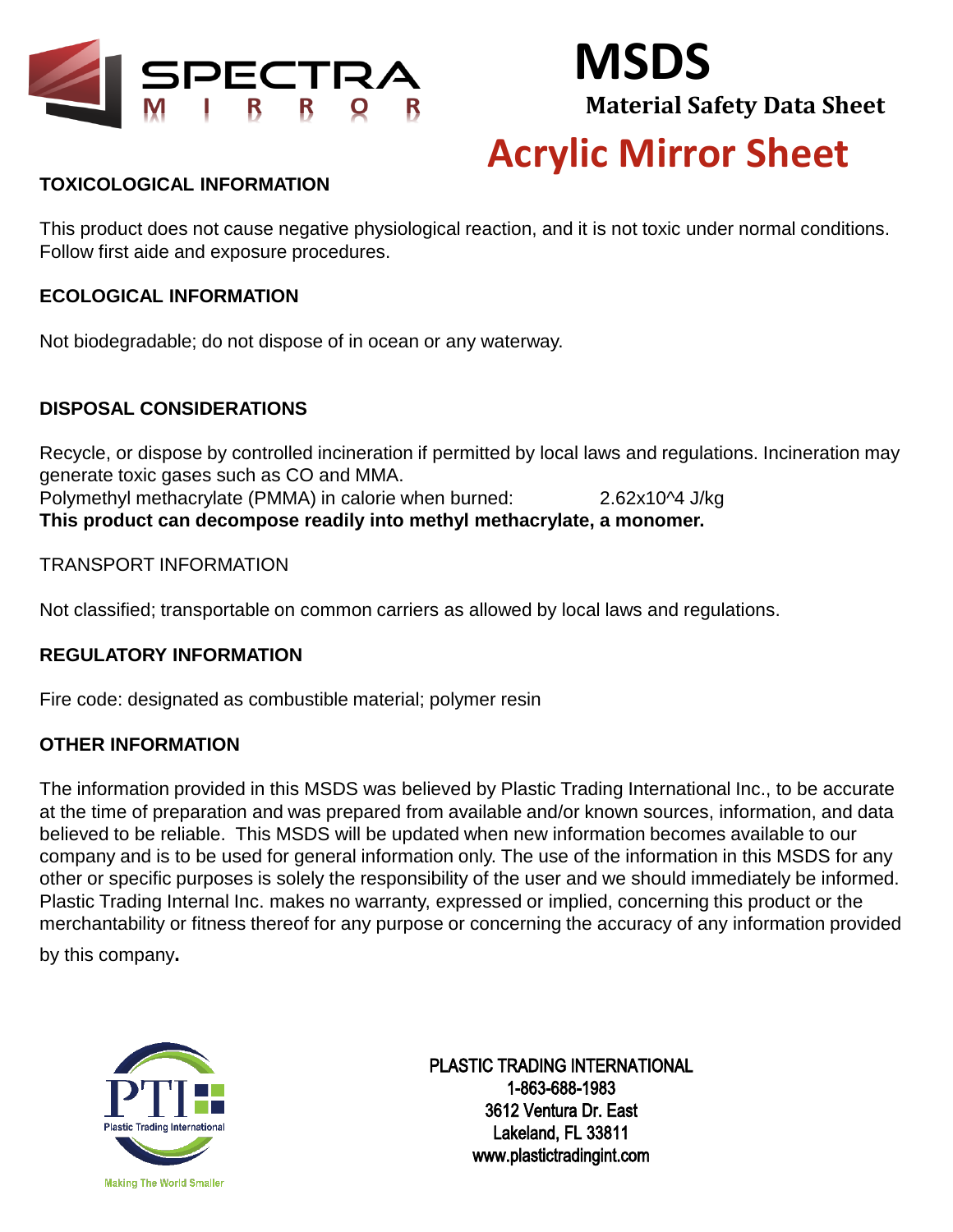SPECTRA MIRROR

# MSDS

**Material Safety Data Sheet**

# Acrylic Mirror Sheet

## TOXICOLOGICAL INFORMATION

This product does not cause negative physiological reaction, and it is not toxic under normal conditions. Follow first aide and exposure procedures.

## ECOLOGICAL INFORMATION

Not biodegradable; do not dispose of in ocean or any waterway.

## DISPOSAL CONSIDERATIONS

Recycle, or dispose by controlled incineration if permitted by local laws and regulations. Incineration may generate toxic gases such as CO and MMA.
Polymethyl methacrylate (PMMA) in calorie when burned: 2.62x10^4 J/kg
**This product can decompose readily into methyl methacrylate, a monomer.**

## TRANSPORT INFORMATION

Not classified; transportable on common carriers as allowed by local laws and regulations.

## REGULATORY INFORMATION

Fire code: designated as combustible material; polymer resin

## OTHER INFORMATION

The information provided in this MSDS was believed by Plastic Trading International Inc., to be accurate at the time of preparation and was prepared from available and/or known sources, information, and data believed to be reliable. This MSDS will be updated when new information becomes available to our company and is to be used for general information only. The use of the information in this MSDS for any other or specific purposes is solely the responsibility of the user and we should immediately be informed. Plastic Trading Internal Inc. makes no warranty, expressed or implied, concerning this product or the merchantability or fitness thereof for any purpose or concerning the accuracy of any information provided by this company**.**

PTI Plastic Trading International
Making The World Smaller

PLASTIC TRADING INTERNATIONAL
1-863-688-1983
3612 Ventura Dr. East
Lakeland, FL 33811
www.plastictradingint.com